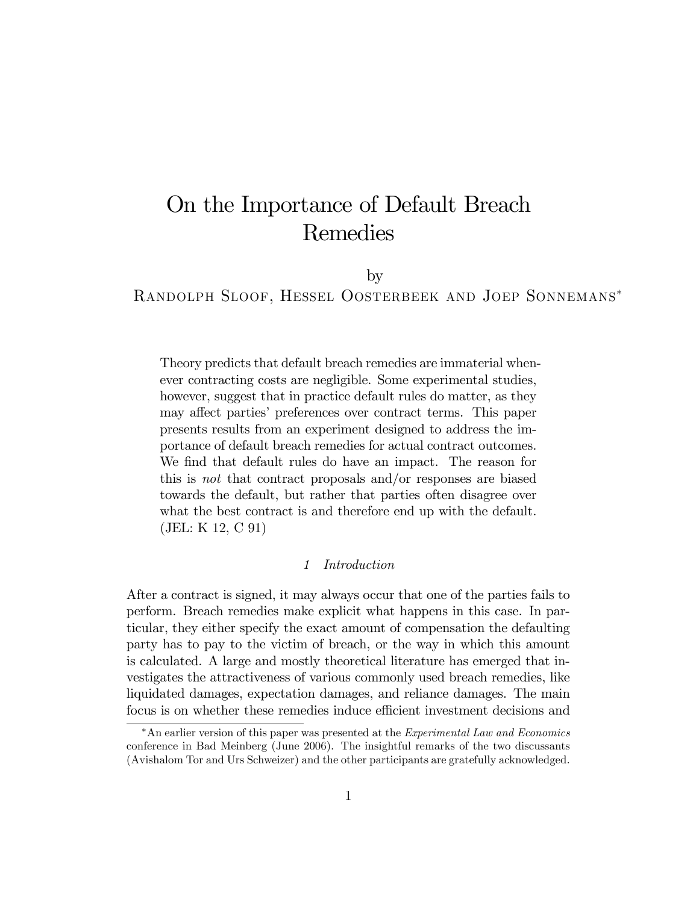# On the Importance of Default Breach Remedies

by

Randolph Sloof, Hessel Oosterbeek and Joep Sonnemans*

Theory predicts that default breach remedies are immaterial whenever contracting costs are negligible. Some experimental studies, however, suggest that in practice default rules do matter, as they may affect parties' preferences over contract terms. This paper presents results from an experiment designed to address the importance of default breach remedies for actual contract outcomes. We find that default rules do have an impact. The reason for this is *not* that contract proposals and/or responses are biased towards the default, but rather that parties often disagree over what the best contract is and therefore end up with the default. (JEL: K 12, C 91)

## 1 Introduction

After a contract is signed, it may always occur that one of the parties fails to perform. Breach remedies make explicit what happens in this case. In particular, they either specify the exact amount of compensation the defaulting party has to pay to the victim of breach, or the way in which this amount is calculated. A large and mostly theoretical literature has emerged that investigates the attractiveness of various commonly used breach remedies, like liquidated damages, expectation damages, and reliance damages. The main focus is on whether these remedies induce efficient investment decisions and

*An earlier version of this paper was presented at the *Experimental Law and Economics* conference in Bad Meinberg (June 2006). The insightful remarks of the two discussants (Avishalom Tor and Urs Schweizer) and the other participants are gratefully acknowledged.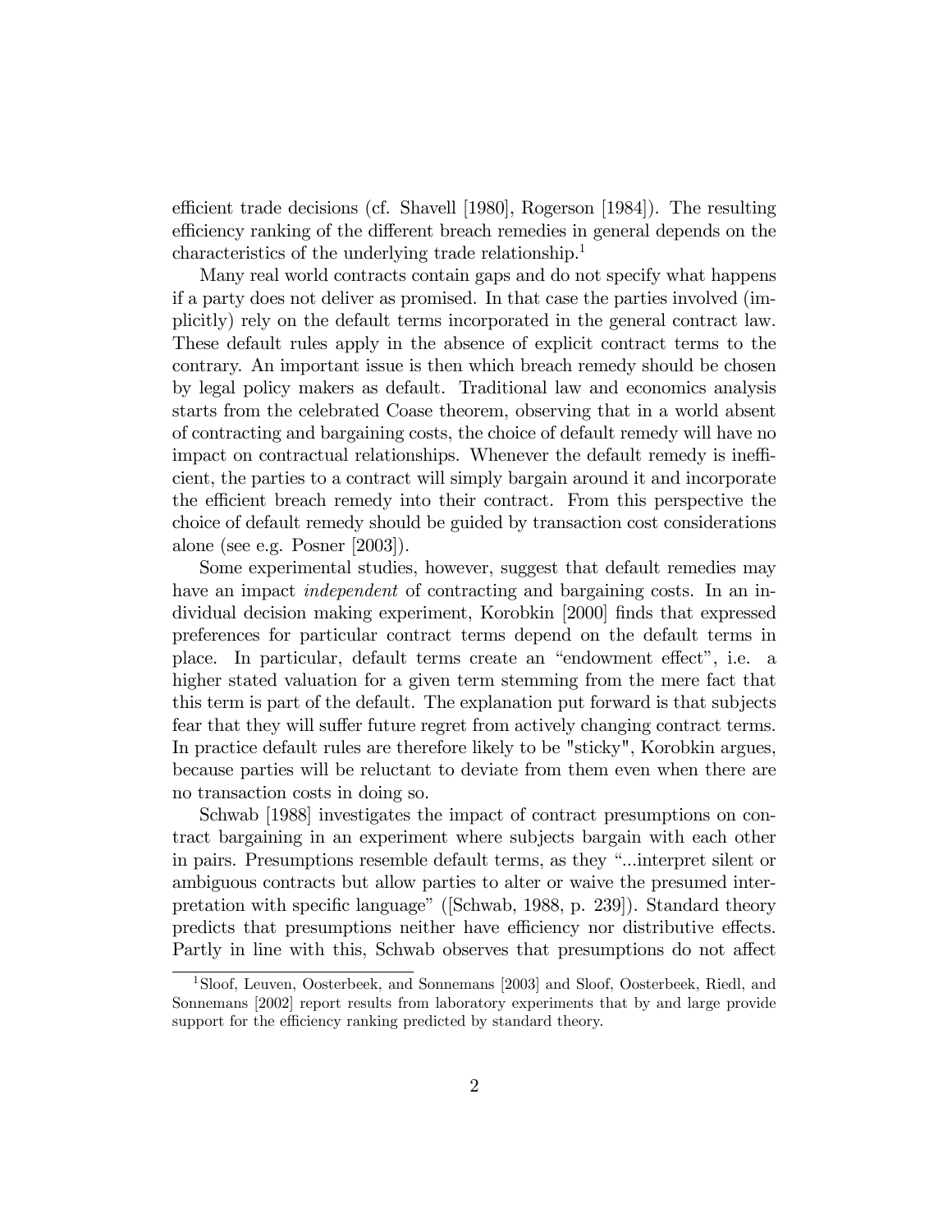efficient trade decisions (cf. Shavell [1980], Rogerson [1984]). The resulting efficiency ranking of the different breach remedies in general depends on the characteristics of the underlying trade relationship.[1]

Many real world contracts contain gaps and do not specify what happens if a party does not deliver as promised. In that case the parties involved (implicitly) rely on the default terms incorporated in the general contract law. These default rules apply in the absence of explicit contract terms to the contrary. An important issue is then which breach remedy should be chosen by legal policy makers as default. Traditional law and economics analysis starts from the celebrated Coase theorem, observing that in a world absent of contracting and bargaining costs, the choice of default remedy will have no impact on contractual relationships. Whenever the default remedy is inefficient, the parties to a contract will simply bargain around it and incorporate the efficient breach remedy into their contract. From this perspective the choice of default remedy should be guided by transaction cost considerations alone (see e.g. Posner [2003]).

Some experimental studies, however, suggest that default remedies may have an impact *independent* of contracting and bargaining costs. In an individual decision making experiment, Korobkin [2000] finds that expressed preferences for particular contract terms depend on the default terms in place. In particular, default terms create an "endowment effect", i.e. a higher stated valuation for a given term stemming from the mere fact that this term is part of the default. The explanation put forward is that subjects fear that they will suffer future regret from actively changing contract terms. In practice default rules are therefore likely to be "sticky", Korobkin argues, because parties will be reluctant to deviate from them even when there are no transaction costs in doing so.

Schwab [1988] investigates the impact of contract presumptions on contract bargaining in an experiment where subjects bargain with each other in pairs. Presumptions resemble default terms, as they "...interpret silent or ambiguous contracts but allow parties to alter or waive the presumed interpretation with specific language" ([Schwab, 1988, p. 239]). Standard theory predicts that presumptions neither have efficiency nor distributive effects. Partly in line with this, Schwab observes that presumptions do not affect

[1] Sloof, Leuven, Oosterbeek, and Sonnemans [2003] and Sloof, Oosterbeek, Riedl, and Sonnemans [2002] report results from laboratory experiments that by and large provide support for the efficiency ranking predicted by standard theory.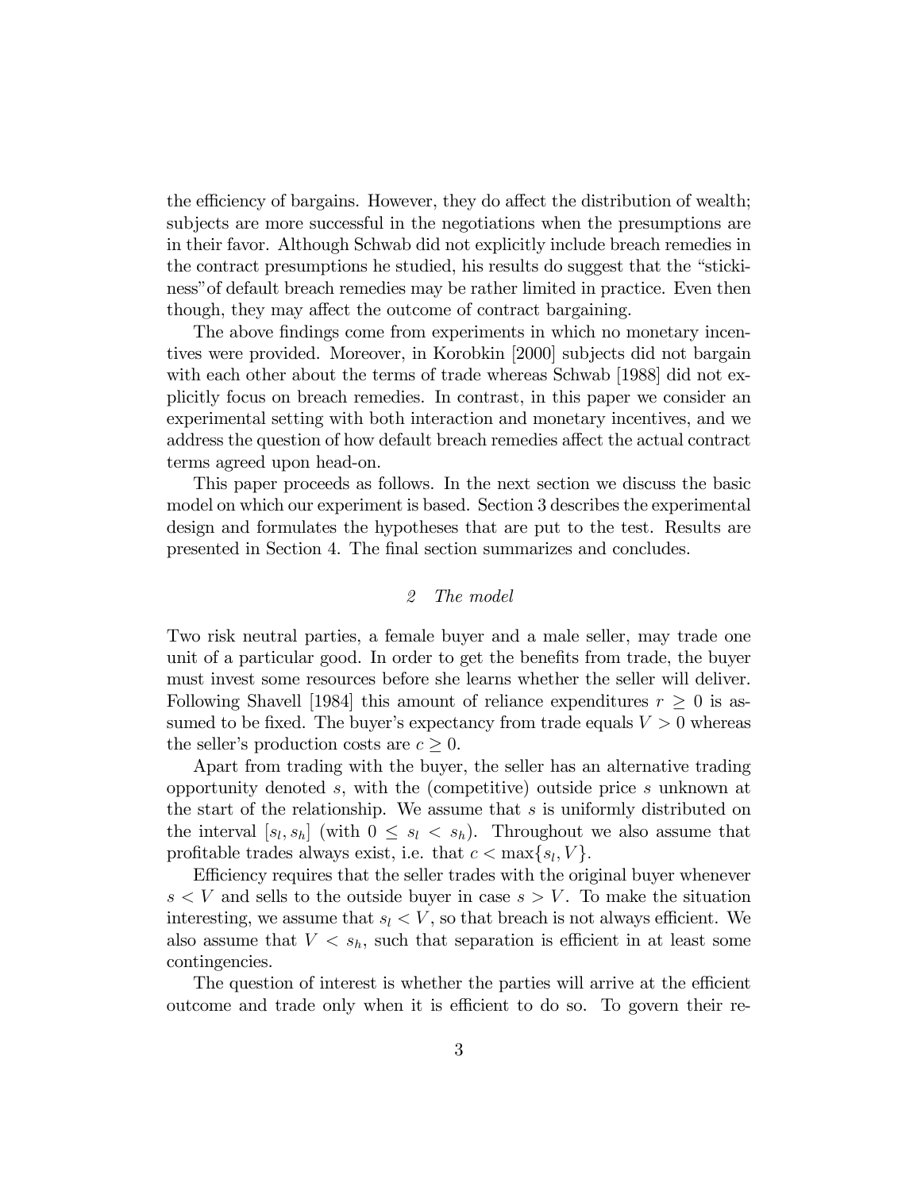the efficiency of bargains. However, they do affect the distribution of wealth; subjects are more successful in the negotiations when the presumptions are in their favor. Although Schwab did not explicitly include breach remedies in the contract presumptions he studied, his results do suggest that the "stickiness" of default breach remedies may be rather limited in practice. Even then though, they may affect the outcome of contract bargaining.

The above findings come from experiments in which no monetary incentives were provided. Moreover, in Korobkin [2000] subjects did not bargain with each other about the terms of trade whereas Schwab [1988] did not explicitly focus on breach remedies. In contrast, in this paper we consider an experimental setting with both interaction and monetary incentives, and we address the question of how default breach remedies affect the actual contract terms agreed upon head-on.

This paper proceeds as follows. In the next section we discuss the basic model on which our experiment is based. Section 3 describes the experimental design and formulates the hypotheses that are put to the test. Results are presented in Section 4. The final section summarizes and concludes.

## 2 *The model*

Two risk neutral parties, a female buyer and a male seller, may trade one unit of a particular good. In order to get the benefits from trade, the buyer must invest some resources before she learns whether the seller will deliver. Following Shavell [1984] this amount of reliance expenditures $r \geq 0$ is assumed to be fixed. The buyer's expectancy from trade equals $V > 0$ whereas the seller's production costs are $c \geq 0$.

Apart from trading with the buyer, the seller has an alternative trading opportunity denoted $s$, with the (competitive) outside price $s$ unknown at the start of the relationship. We assume that $s$ is uniformly distributed on the interval $[s_l, s_h]$ (with $0 \leq s_l < s_h$). Throughout we also assume that profitable trades always exist, i.e. that $c < \max\{s_l, V\}$.

Efficiency requires that the seller trades with the original buyer whenever $s < V$ and sells to the outside buyer in case $s > V$. To make the situation interesting, we assume that $s_l < V$, so that breach is not always efficient. We also assume that $V < s_h$, such that separation is efficient in at least some contingencies.

The question of interest is whether the parties will arrive at the efficient outcome and trade only when it is efficient to do so. To govern their re-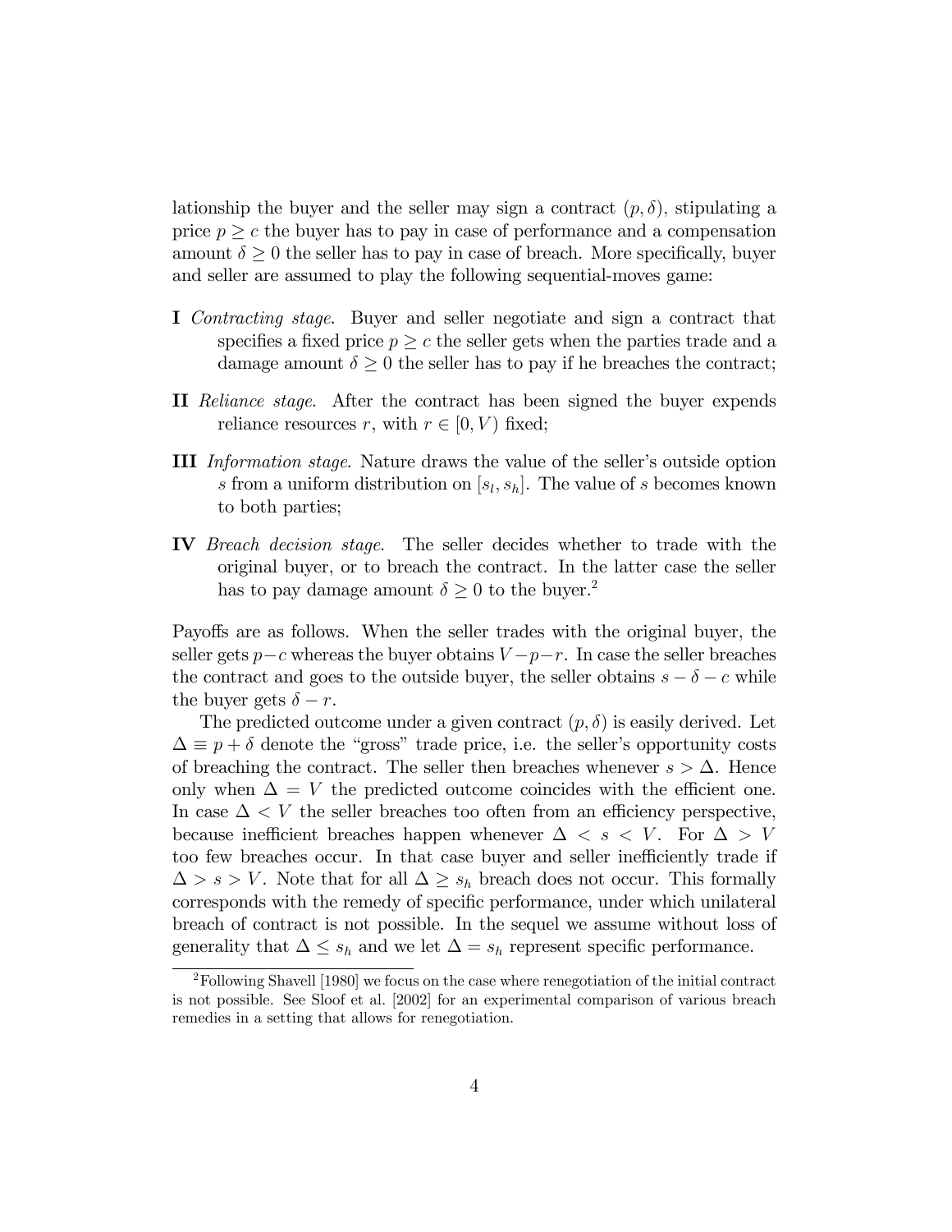lationship the buyer and the seller may sign a contract $(p, \delta)$, stipulating a price $p \geq c$ the buyer has to pay in case of performance and a compensation amount $\delta \geq 0$ the seller has to pay in case of breach. More specifically, buyer and seller are assumed to play the following sequential-moves game:

- **I** *Contracting stage*. Buyer and seller negotiate and sign a contract that specifies a fixed price $p \geq c$ the seller gets when the parties trade and a damage amount $\delta \geq 0$ the seller has to pay if he breaches the contract;
- **II** *Reliance stage*. After the contract has been signed the buyer expends reliance resources $r$, with $r \in [0, V)$ fixed;
- **III** *Information stage*. Nature draws the value of the seller's outside option $s$ from a uniform distribution on $[s_l, s_h]$. The value of $s$ becomes known to both parties;
- **IV** *Breach decision stage*. The seller decides whether to trade with the original buyer, or to breach the contract. In the latter case the seller has to pay damage amount $\delta \geq 0$ to the buyer.[2]

Payoffs are as follows. When the seller trades with the original buyer, the seller gets $p - c$ whereas the buyer obtains $V - p - r$. In case the seller breaches the contract and goes to the outside buyer, the seller obtains $s - \delta - c$ while the buyer gets $\delta - r$.

The predicted outcome under a given contract $(p, \delta)$ is easily derived. Let $\Delta \equiv p + \delta$ denote the "gross" trade price, i.e. the seller's opportunity costs of breaching the contract. The seller then breaches whenever $s > \Delta$. Hence only when $\Delta = V$ the predicted outcome coincides with the efficient one. In case $\Delta < V$ the seller breaches too often from an efficiency perspective, because inefficient breaches happen whenever $\Delta < s < V$. For $\Delta > V$ too few breaches occur. In that case buyer and seller inefficiently trade if $\Delta > s > V$. Note that for all $\Delta \geq s_h$ breach does not occur. This formally corresponds with the remedy of specific performance, under which unilateral breach of contract is not possible. In the sequel we assume without loss of generality that $\Delta \leq s_h$ and we let $\Delta = s_h$ represent specific performance.

[2] Following Shavell [1980] we focus on the case where renegotiation of the initial contract is not possible. See Sloof et al. [2002] for an experimental comparison of various breach remedies in a setting that allows for renegotiation.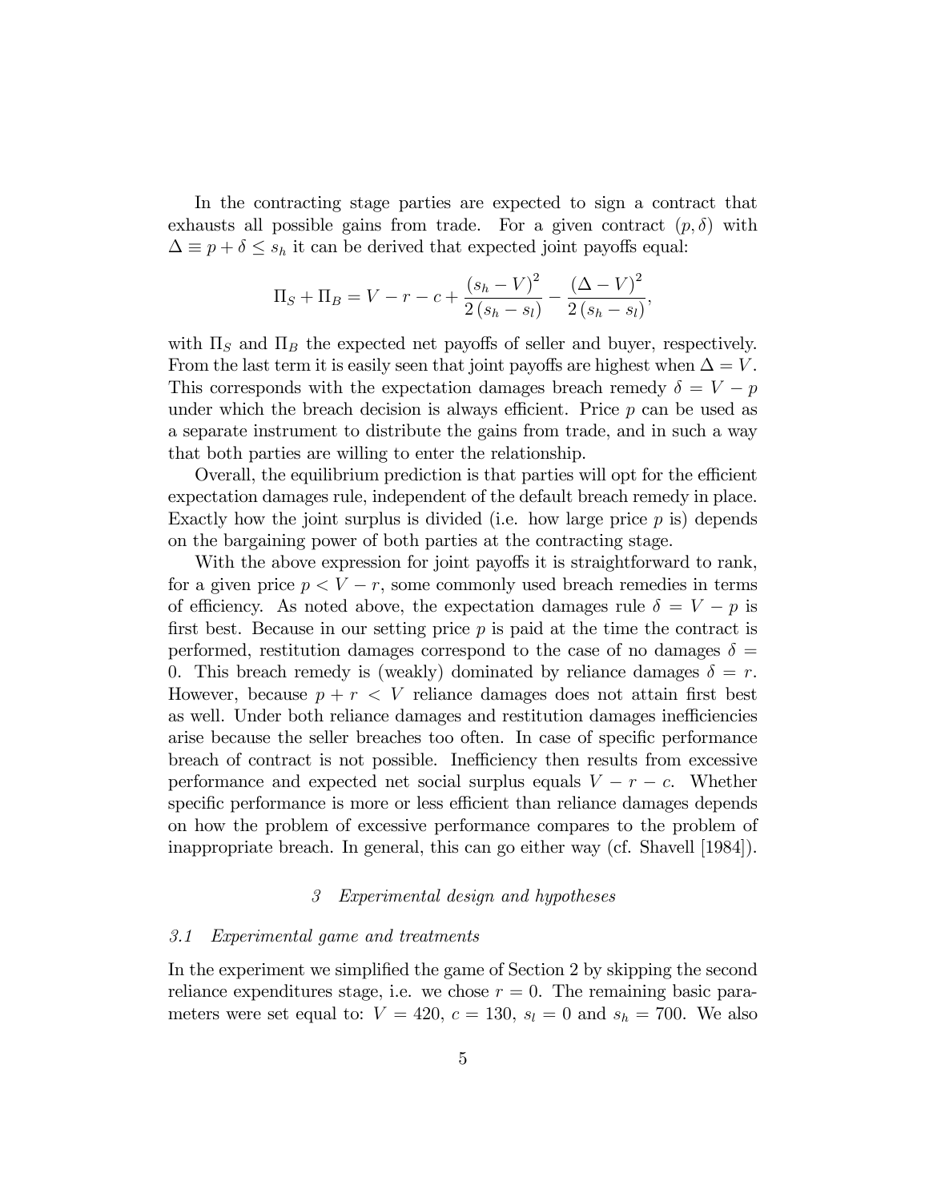In the contracting stage parties are expected to sign a contract that exhausts all possible gains from trade. For a given contract $(p, \delta)$ with $\Delta \equiv p + \delta \leq s_h$ it can be derived that expected joint payoffs equal:

$$\Pi_S + \Pi_B = V - r - c + \frac{(s_h - V)^2}{2(s_h - s_l)} - \frac{(\Delta - V)^2}{2(s_h - s_l)},$$

with $\Pi_S$ and $\Pi_B$ the expected net payoffs of seller and buyer, respectively. From the last term it is easily seen that joint payoffs are highest when $\Delta = V$. This corresponds with the expectation damages breach remedy $\delta = V - p$ under which the breach decision is always efficient. Price $p$ can be used as a separate instrument to distribute the gains from trade, and in such a way that both parties are willing to enter the relationship.

Overall, the equilibrium prediction is that parties will opt for the efficient expectation damages rule, independent of the default breach remedy in place. Exactly how the joint surplus is divided (i.e. how large price $p$ is) depends on the bargaining power of both parties at the contracting stage.

With the above expression for joint payoffs it is straightforward to rank, for a given price $p < V - r$, some commonly used breach remedies in terms of efficiency. As noted above, the expectation damages rule $\delta = V - p$ is first best. Because in our setting price $p$ is paid at the time the contract is performed, restitution damages correspond to the case of no damages $\delta = 0$. This breach remedy is (weakly) dominated by reliance damages $\delta = r$. However, because $p + r < V$ reliance damages does not attain first best as well. Under both reliance damages and restitution damages inefficiencies arise because the seller breaches too often. In case of specific performance breach of contract is not possible. Inefficiency then results from excessive performance and expected net social surplus equals $V - r - c$. Whether specific performance is more or less efficient than reliance damages depends on how the problem of excessive performance compares to the problem of inappropriate breach. In general, this can go either way (cf. Shavell [1984]).

## *3 Experimental design and hypotheses*

### *3.1 Experimental game and treatments*

In the experiment we simplified the game of Section 2 by skipping the second reliance expenditures stage, i.e. we chose $r = 0$. The remaining basic parameters were set equal to: $V = 420$, $c = 130$, $s_l = 0$ and $s_h = 700$. We also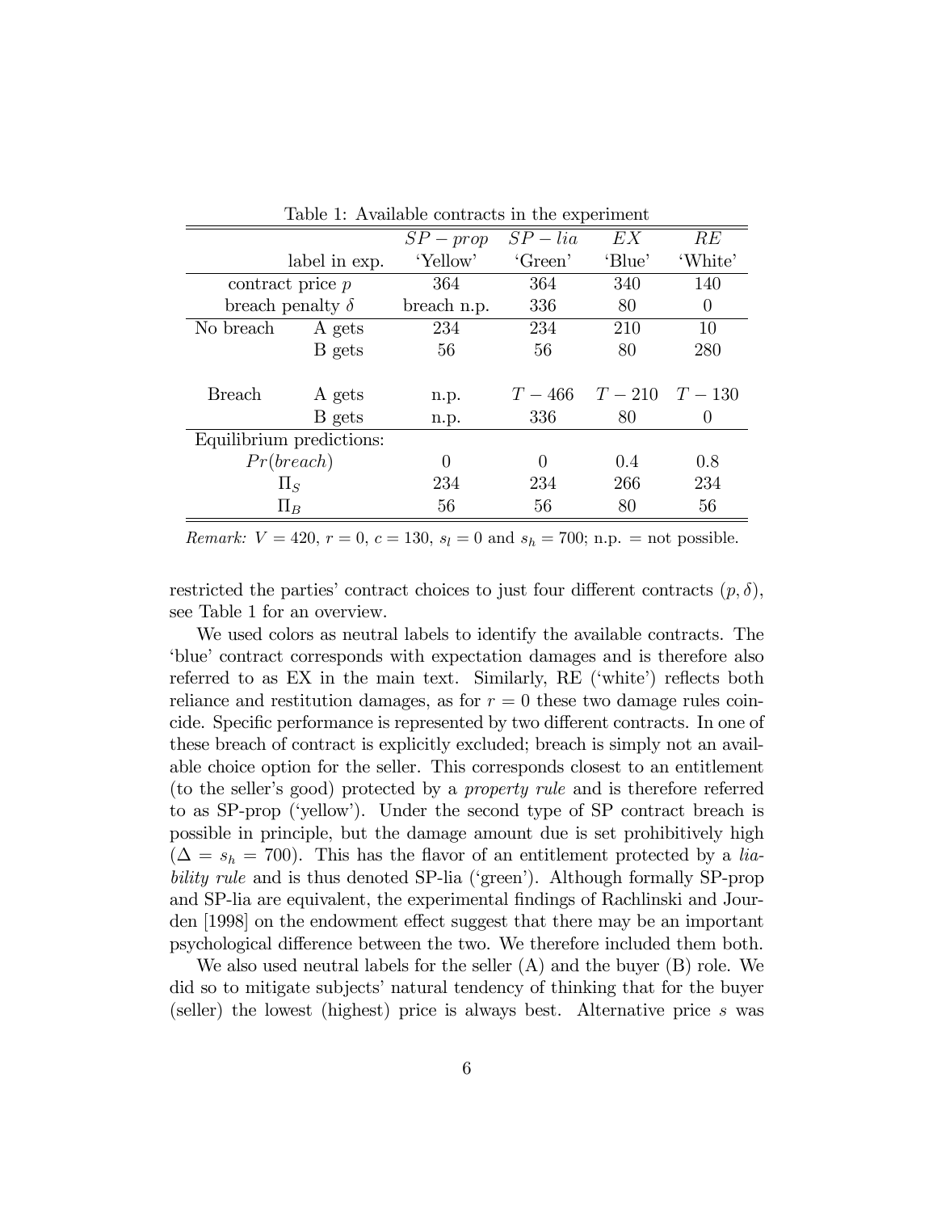Table 1: Available contracts in the experiment

| | | $SP-prop$ | $SP-lia$ | $EX$ | $RE$ |
|---|---|---|---|---|---|
| | label in exp. | 'Yellow' | 'Green' | 'Blue' | 'White' |
| contract price $p$ | | 364 | 364 | 340 | 140 |
| breach penalty $\delta$ | | breach n.p. | 336 | 80 | 0 |
| No breach | A gets | 234 | 234 | 210 | 10 |
| | B gets | 56 | 56 | 80 | 280 |
| Breach | A gets | n.p. | $T-466$ | $T-210$ | $T-130$ |
| | B gets | n.p. | 336 | 80 | 0 |
| Equilibrium predictions: | | | | | |
| $Pr(breach)$ | | 0 | 0 | 0.4 | 0.8 |
| $\Pi_S$ | | 234 | 234 | 266 | 234 |
| $\Pi_B$ | | 56 | 56 | 80 | 56 |

*Remark:* $V = 420$, $r = 0$, $c = 130$, $s_l = 0$ and $s_h = 700$; n.p. = not possible.

restricted the parties' contract choices to just four different contracts $(p, \delta)$, see Table 1 for an overview.

We used colors as neutral labels to identify the available contracts. The 'blue' contract corresponds with expectation damages and is therefore also referred to as EX in the main text. Similarly, RE ('white') reflects both reliance and restitution damages, as for $r = 0$ these two damage rules coincide. Specific performance is represented by two different contracts. In one of these breach of contract is explicitly excluded; breach is simply not an available choice option for the seller. This corresponds closest to an entitlement (to the seller's good) protected by a *property rule* and is therefore referred to as SP-prop ('yellow'). Under the second type of SP contract breach is possible in principle, but the damage amount due is set prohibitively high ($\Delta = s_h = 700$). This has the flavor of an entitlement protected by a *liability rule* and is thus denoted SP-lia ('green'). Although formally SP-prop and SP-lia are equivalent, the experimental findings of Rachlinski and Jourden [1998] on the endowment effect suggest that there may be an important psychological difference between the two. We therefore included them both.

We also used neutral labels for the seller (A) and the buyer (B) role. We did so to mitigate subjects' natural tendency of thinking that for the buyer (seller) the lowest (highest) price is always best. Alternative price $s$ was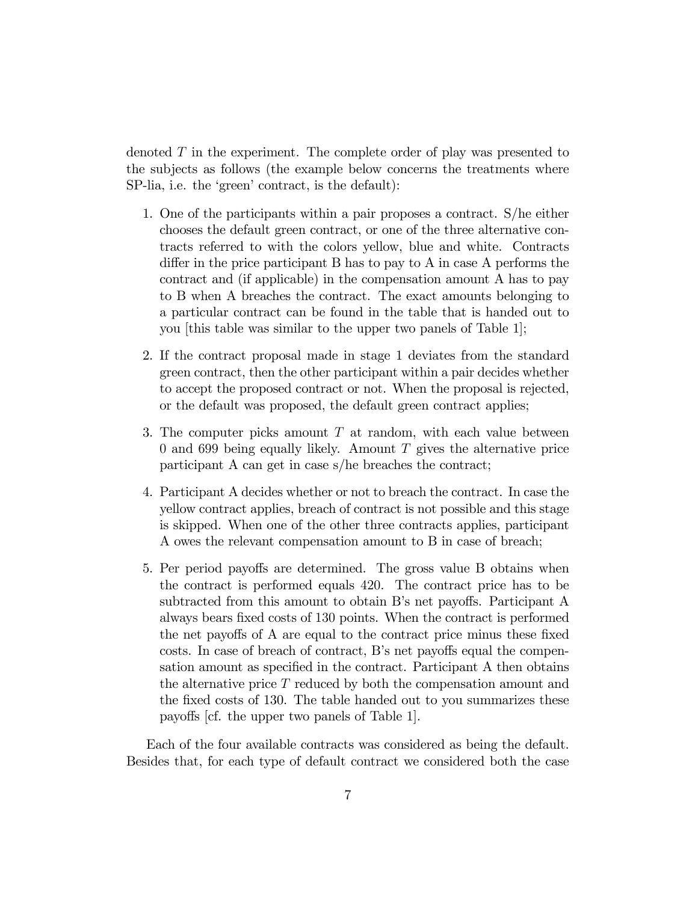denoted $T$ in the experiment. The complete order of play was presented to the subjects as follows (the example below concerns the treatments where SP-lia, i.e. the 'green' contract, is the default):

1. One of the participants within a pair proposes a contract. S/he either chooses the default green contract, or one of the three alternative contracts referred to with the colors yellow, blue and white. Contracts differ in the price participant B has to pay to A in case A performs the contract and (if applicable) in the compensation amount A has to pay to B when A breaches the contract. The exact amounts belonging to a particular contract can be found in the table that is handed out to you [this table was similar to the upper two panels of Table 1];

2. If the contract proposal made in stage 1 deviates from the standard green contract, then the other participant within a pair decides whether to accept the proposed contract or not. When the proposal is rejected, or the default was proposed, the default green contract applies;

3. The computer picks amount $T$ at random, with each value between 0 and 699 being equally likely. Amount $T$ gives the alternative price participant A can get in case s/he breaches the contract;

4. Participant A decides whether or not to breach the contract. In case the yellow contract applies, breach of contract is not possible and this stage is skipped. When one of the other three contracts applies, participant A owes the relevant compensation amount to B in case of breach;

5. Per period payoffs are determined. The gross value B obtains when the contract is performed equals 420. The contract price has to be subtracted from this amount to obtain B's net payoffs. Participant A always bears fixed costs of 130 points. When the contract is performed the net payoffs of A are equal to the contract price minus these fixed costs. In case of breach of contract, B's net payoffs equal the compensation amount as specified in the contract. Participant A then obtains the alternative price $T$ reduced by both the compensation amount and the fixed costs of 130. The table handed out to you summarizes these payoffs [cf. the upper two panels of Table 1].

Each of the four available contracts was considered as being the default. Besides that, for each type of default contract we considered both the case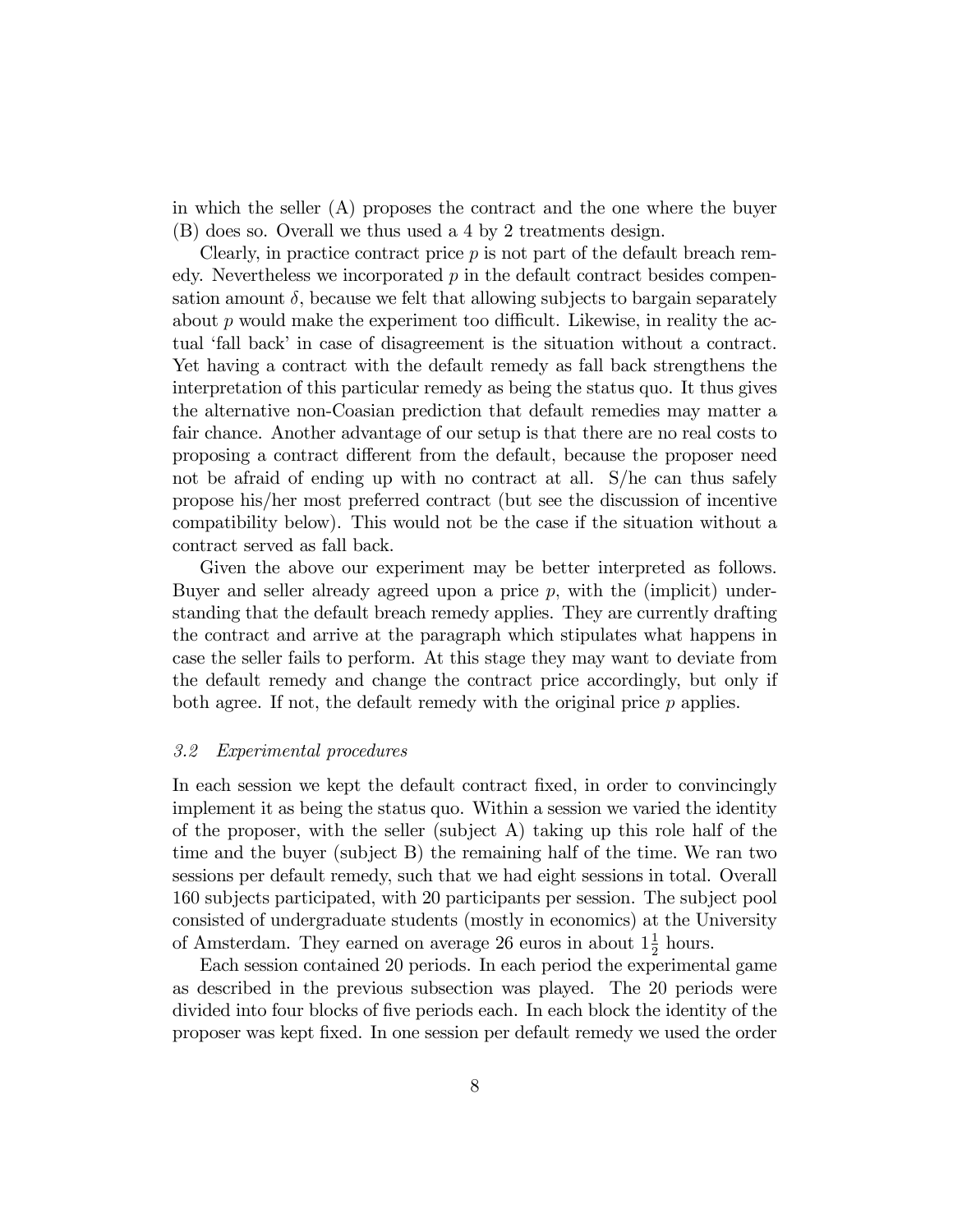in which the seller (A) proposes the contract and the one where the buyer (B) does so. Overall we thus used a 4 by 2 treatments design.

Clearly, in practice contract price $p$ is not part of the default breach remedy. Nevertheless we incorporated $p$ in the default contract besides compensation amount $\delta$, because we felt that allowing subjects to bargain separately about $p$ would make the experiment too difficult. Likewise, in reality the actual 'fall back' in case of disagreement is the situation without a contract. Yet having a contract with the default remedy as fall back strengthens the interpretation of this particular remedy as being the status quo. It thus gives the alternative non-Coasian prediction that default remedies may matter a fair chance. Another advantage of our setup is that there are no real costs to proposing a contract different from the default, because the proposer need not be afraid of ending up with no contract at all. S/he can thus safely propose his/her most preferred contract (but see the discussion of incentive compatibility below). This would not be the case if the situation without a contract served as fall back.

Given the above our experiment may be better interpreted as follows. Buyer and seller already agreed upon a price $p$, with the (implicit) understanding that the default breach remedy applies. They are currently drafting the contract and arrive at the paragraph which stipulates what happens in case the seller fails to perform. At this stage they may want to deviate from the default remedy and change the contract price accordingly, but only if both agree. If not, the default remedy with the original price $p$ applies.

### *3.2 Experimental procedures*

In each session we kept the default contract fixed, in order to convincingly implement it as being the status quo. Within a session we varied the identity of the proposer, with the seller (subject A) taking up this role half of the time and the buyer (subject B) the remaining half of the time. We ran two sessions per default remedy, such that we had eight sessions in total. Overall 160 subjects participated, with 20 participants per session. The subject pool consisted of undergraduate students (mostly in economics) at the University of Amsterdam. They earned on average 26 euros in about $1\frac{1}{2}$ hours.

Each session contained 20 periods. In each period the experimental game as described in the previous subsection was played. The 20 periods were divided into four blocks of five periods each. In each block the identity of the proposer was kept fixed. In one session per default remedy we used the order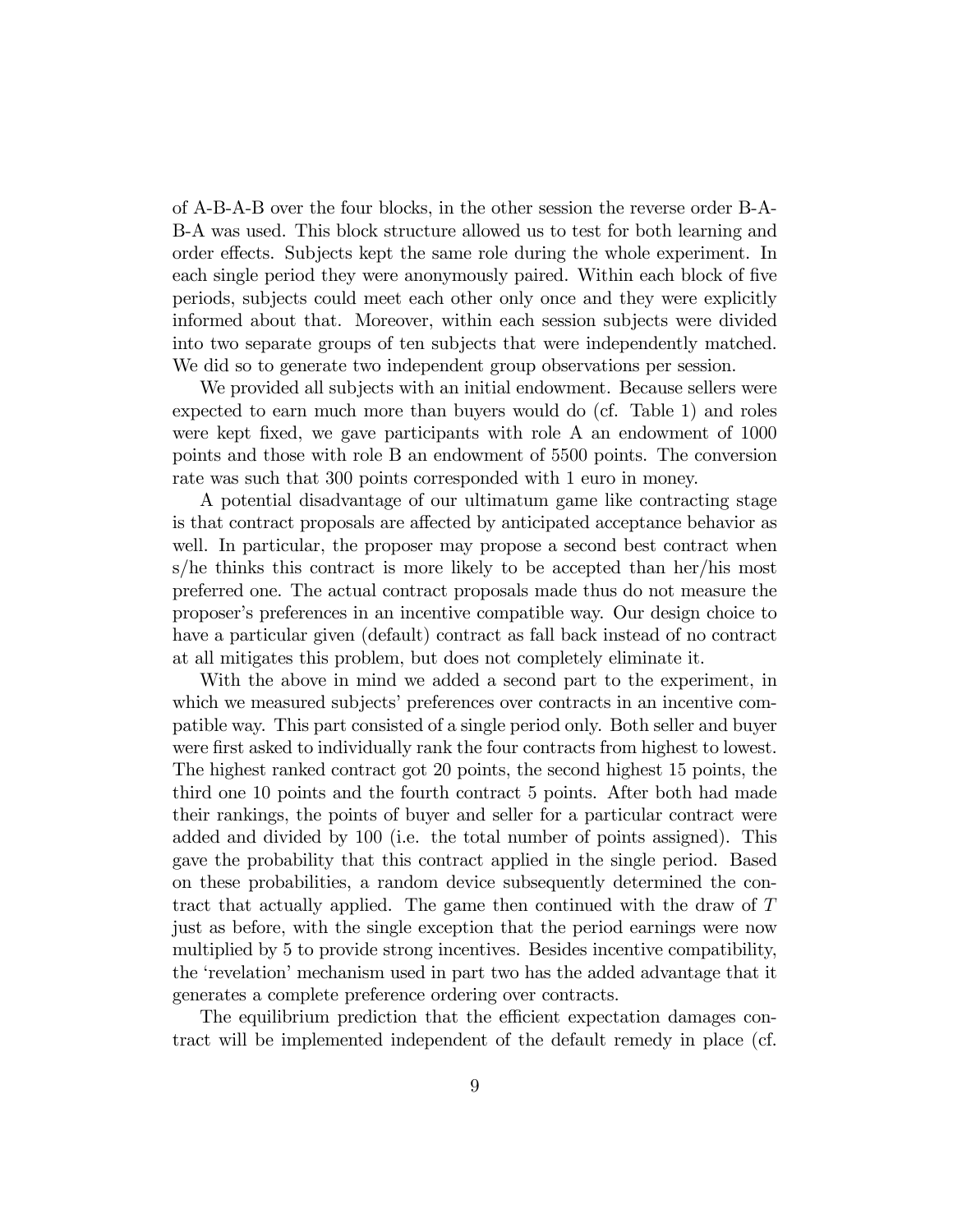of A-B-A-B over the four blocks, in the other session the reverse order B-A-B-A was used. This block structure allowed us to test for both learning and order effects. Subjects kept the same role during the whole experiment. In each single period they were anonymously paired. Within each block of five periods, subjects could meet each other only once and they were explicitly informed about that. Moreover, within each session subjects were divided into two separate groups of ten subjects that were independently matched. We did so to generate two independent group observations per session.

We provided all subjects with an initial endowment. Because sellers were expected to earn much more than buyers would do (cf. Table 1) and roles were kept fixed, we gave participants with role A an endowment of 1000 points and those with role B an endowment of 5500 points. The conversion rate was such that 300 points corresponded with 1 euro in money.

A potential disadvantage of our ultimatum game like contracting stage is that contract proposals are affected by anticipated acceptance behavior as well. In particular, the proposer may propose a second best contract when s/he thinks this contract is more likely to be accepted than her/his most preferred one. The actual contract proposals made thus do not measure the proposer's preferences in an incentive compatible way. Our design choice to have a particular given (default) contract as fall back instead of no contract at all mitigates this problem, but does not completely eliminate it.

With the above in mind we added a second part to the experiment, in which we measured subjects' preferences over contracts in an incentive compatible way. This part consisted of a single period only. Both seller and buyer were first asked to individually rank the four contracts from highest to lowest. The highest ranked contract got 20 points, the second highest 15 points, the third one 10 points and the fourth contract 5 points. After both had made their rankings, the points of buyer and seller for a particular contract were added and divided by 100 (i.e. the total number of points assigned). This gave the probability that this contract applied in the single period. Based on these probabilities, a random device subsequently determined the contract that actually applied. The game then continued with the draw of $T$ just as before, with the single exception that the period earnings were now multiplied by 5 to provide strong incentives. Besides incentive compatibility, the 'revelation' mechanism used in part two has the added advantage that it generates a complete preference ordering over contracts.

The equilibrium prediction that the efficient expectation damages contract will be implemented independent of the default remedy in place (cf.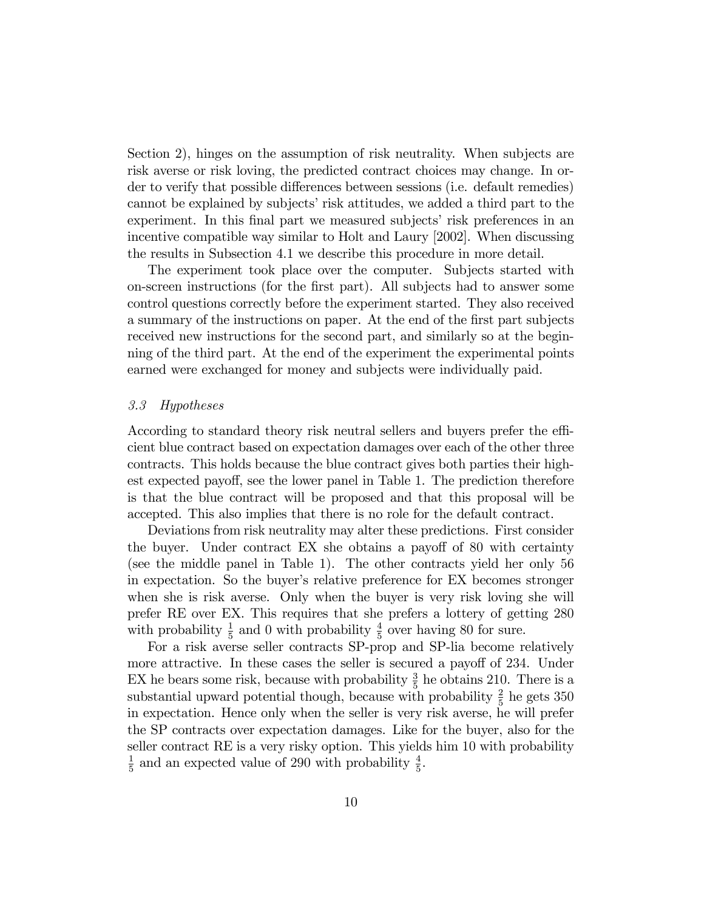Section 2), hinges on the assumption of risk neutrality. When subjects are risk averse or risk loving, the predicted contract choices may change. In order to verify that possible differences between sessions (i.e. default remedies) cannot be explained by subjects' risk attitudes, we added a third part to the experiment. In this final part we measured subjects' risk preferences in an incentive compatible way similar to Holt and Laury [2002]. When discussing the results in Subsection 4.1 we describe this procedure in more detail.

The experiment took place over the computer. Subjects started with on-screen instructions (for the first part). All subjects had to answer some control questions correctly before the experiment started. They also received a summary of the instructions on paper. At the end of the first part subjects received new instructions for the second part, and similarly so at the beginning of the third part. At the end of the experiment the experimental points earned were exchanged for money and subjects were individually paid.

### *3.3 Hypotheses*

According to standard theory risk neutral sellers and buyers prefer the efficient blue contract based on expectation damages over each of the other three contracts. This holds because the blue contract gives both parties their highest expected payoff, see the lower panel in Table 1. The prediction therefore is that the blue contract will be proposed and that this proposal will be accepted. This also implies that there is no role for the default contract.

Deviations from risk neutrality may alter these predictions. First consider the buyer. Under contract EX she obtains a payoff of 80 with certainty (see the middle panel in Table 1). The other contracts yield her only 56 in expectation. So the buyer's relative preference for EX becomes stronger when she is risk averse. Only when the buyer is very risk loving she will prefer RE over EX. This requires that she prefers a lottery of getting 280 with probability $\frac{1}{5}$ and 0 with probability $\frac{4}{5}$ over having 80 for sure.

For a risk averse seller contracts SP-prop and SP-lia become relatively more attractive. In these cases the seller is secured a payoff of 234. Under EX he bears some risk, because with probability $\frac{3}{5}$ he obtains 210. There is a substantial upward potential though, because with probability $\frac{2}{5}$ he gets 350 in expectation. Hence only when the seller is very risk averse, he will prefer the SP contracts over expectation damages. Like for the buyer, also for the seller contract RE is a very risky option. This yields him 10 with probability $\frac{1}{5}$ and an expected value of 290 with probability $\frac{4}{5}$.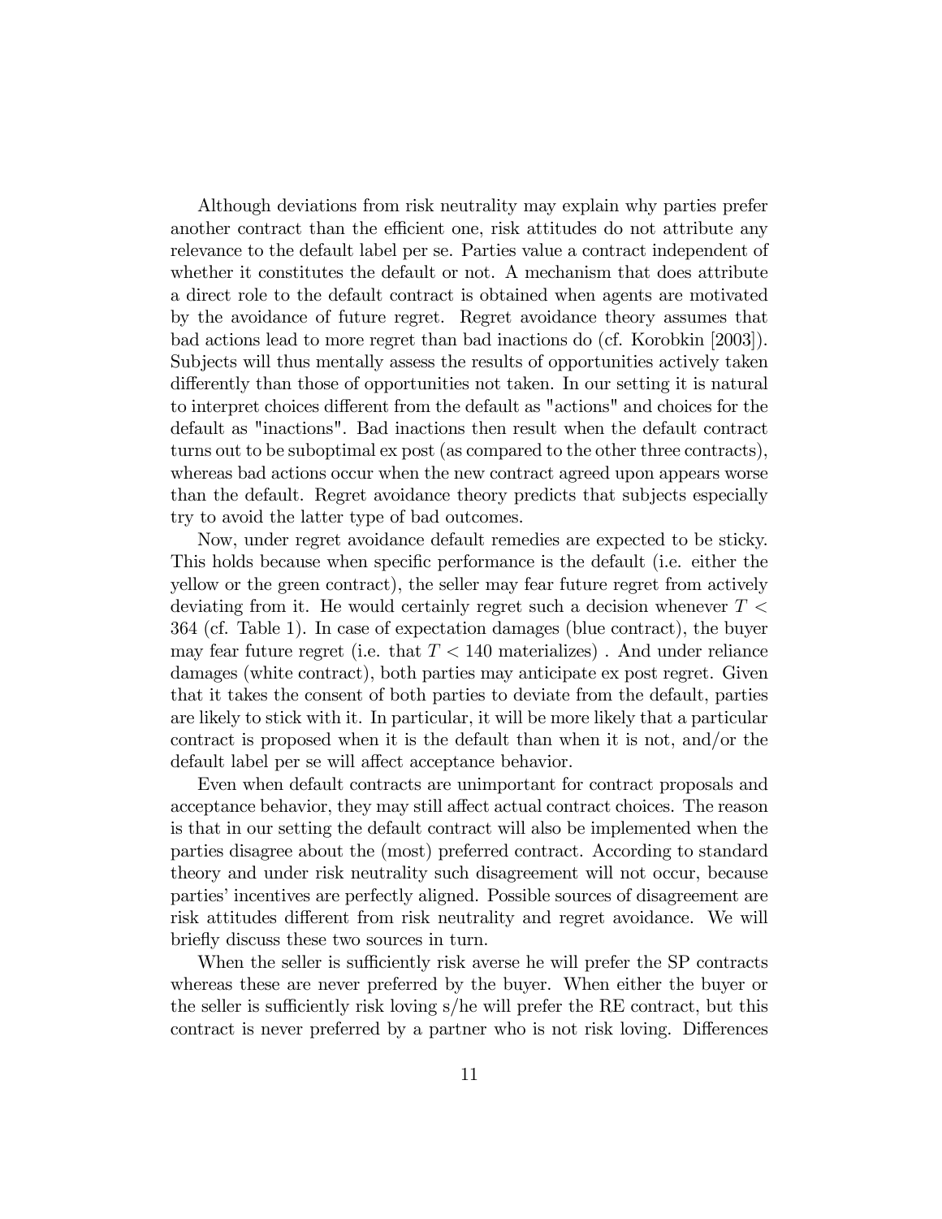Although deviations from risk neutrality may explain why parties prefer another contract than the efficient one, risk attitudes do not attribute any relevance to the default label per se. Parties value a contract independent of whether it constitutes the default or not. A mechanism that does attribute a direct role to the default contract is obtained when agents are motivated by the avoidance of future regret. Regret avoidance theory assumes that bad actions lead to more regret than bad inactions do (cf. Korobkin [2003]). Subjects will thus mentally assess the results of opportunities actively taken differently than those of opportunities not taken. In our setting it is natural to interpret choices different from the default as "actions" and choices for the default as "inactions". Bad inactions then result when the default contract turns out to be suboptimal ex post (as compared to the other three contracts), whereas bad actions occur when the new contract agreed upon appears worse than the default. Regret avoidance theory predicts that subjects especially try to avoid the latter type of bad outcomes.

Now, under regret avoidance default remedies are expected to be sticky. This holds because when specific performance is the default (i.e. either the yellow or the green contract), the seller may fear future regret from actively deviating from it. He would certainly regret such a decision whenever $T < 364$ (cf. Table 1). In case of expectation damages (blue contract), the buyer may fear future regret (i.e. that $T < 140$ materializes) . And under reliance damages (white contract), both parties may anticipate ex post regret. Given that it takes the consent of both parties to deviate from the default, parties are likely to stick with it. In particular, it will be more likely that a particular contract is proposed when it is the default than when it is not, and/or the default label per se will affect acceptance behavior.

Even when default contracts are unimportant for contract proposals and acceptance behavior, they may still affect actual contract choices. The reason is that in our setting the default contract will also be implemented when the parties disagree about the (most) preferred contract. According to standard theory and under risk neutrality such disagreement will not occur, because parties' incentives are perfectly aligned. Possible sources of disagreement are risk attitudes different from risk neutrality and regret avoidance. We will briefly discuss these two sources in turn.

When the seller is sufficiently risk averse he will prefer the SP contracts whereas these are never preferred by the buyer. When either the buyer or the seller is sufficiently risk loving s/he will prefer the RE contract, but this contract is never preferred by a partner who is not risk loving. Differences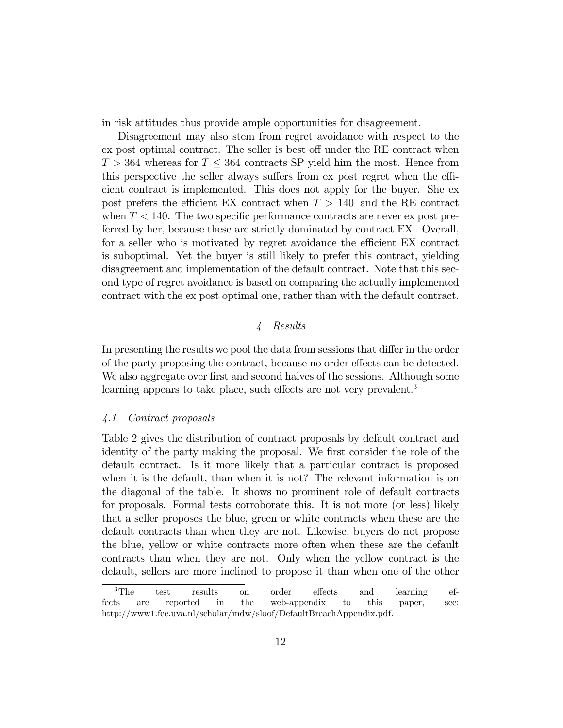in risk attitudes thus provide ample opportunities for disagreement.

Disagreement may also stem from regret avoidance with respect to the ex post optimal contract. The seller is best off under the RE contract when $T > 364$ whereas for $T \leq 364$ contracts SP yield him the most. Hence from this perspective the seller always suffers from ex post regret when the efficient contract is implemented. This does not apply for the buyer. She ex post prefers the efficient EX contract when $T > 140$ and the RE contract when $T < 140$. The two specific performance contracts are never ex post preferred by her, because these are strictly dominated by contract EX. Overall, for a seller who is motivated by regret avoidance the efficient EX contract is suboptimal. Yet the buyer is still likely to prefer this contract, yielding disagreement and implementation of the default contract. Note that this second type of regret avoidance is based on comparing the actually implemented contract with the ex post optimal one, rather than with the default contract.

## *4 Results*

In presenting the results we pool the data from sessions that differ in the order of the party proposing the contract, because no order effects can be detected. We also aggregate over first and second halves of the sessions. Although some learning appears to take place, such effects are not very prevalent.[3]

### *4.1 Contract proposals*

Table 2 gives the distribution of contract proposals by default contract and identity of the party making the proposal. We first consider the role of the default contract. Is it more likely that a particular contract is proposed when it is the default, than when it is not? The relevant information is on the diagonal of the table. It shows no prominent role of default contracts for proposals. Formal tests corroborate this. It is not more (or less) likely that a seller proposes the blue, green or white contracts when these are the default contracts than when they are not. Likewise, buyers do not propose the blue, yellow or white contracts more often when these are the default contracts than when they are not. Only when the yellow contract is the default, sellers are more inclined to propose it than when one of the other

[3] The test results on order effects and learning effects are reported in the web-appendix to this paper, see: http://www1.fee.uva.nl/scholar/mdw/sloof/DefaultBreachAppendix.pdf.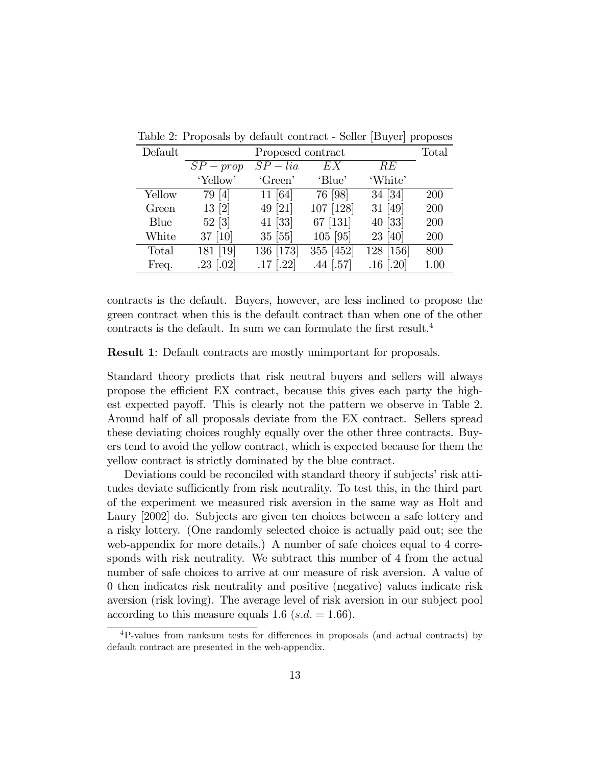Table 2: Proposals by default contract - Seller [Buyer] proposes

| Default | Proposed contract | | | | Total |
|---|---|---|---|---|---|
| | $SP-prop$ | $SP-lia$ | $EX$ | $RE$ | |
| | 'Yellow' | 'Green' | 'Blue' | 'White' | |
| Yellow | 79 [4] | 11 [64] | 76 [98] | 34 [34] | 200 |
| Green | 13 [2] | 49 [21] | 107 [128] | 31 [49] | 200 |
| Blue | 52 [3] | 41 [33] | 67 [131] | 40 [33] | 200 |
| White | 37 [10] | 35 [55] | 105 [95] | 23 [40] | 200 |
| Total | 181 [19] | 136 [173] | 355 [452] | 128 [156] | 800 |
| Freq. | .23 [.02] | .17 [.22] | .44 [.57] | .16 [.20] | 1.00 |

contracts is the default. Buyers, however, are less inclined to propose the green contract when this is the default contract than when one of the other contracts is the default. In sum we can formulate the first result.[4]

**Result 1**: Default contracts are mostly unimportant for proposals.

Standard theory predicts that risk neutral buyers and sellers will always propose the efficient EX contract, because this gives each party the highest expected payoff. This is clearly not the pattern we observe in Table 2. Around half of all proposals deviate from the EX contract. Sellers spread these deviating choices roughly equally over the other three contracts. Buyers tend to avoid the yellow contract, which is expected because for them the yellow contract is strictly dominated by the blue contract.

Deviations could be reconciled with standard theory if subjects' risk attitudes deviate sufficiently from risk neutrality. To test this, in the third part of the experiment we measured risk aversion in the same way as Holt and Laury [2002] do. Subjects are given ten choices between a safe lottery and a risky lottery. (One randomly selected choice is actually paid out; see the web-appendix for more details.) A number of safe choices equal to 4 corresponds with risk neutrality. We subtract this number of 4 from the actual number of safe choices to arrive at our measure of risk aversion. A value of 0 then indicates risk neutrality and positive (negative) values indicate risk aversion (risk loving). The average level of risk aversion in our subject pool according to this measure equals 1.6 ($s.d. = 1.66$).

[4] P-values from ranksum tests for differences in proposals (and actual contracts) by default contract are presented in the web-appendix.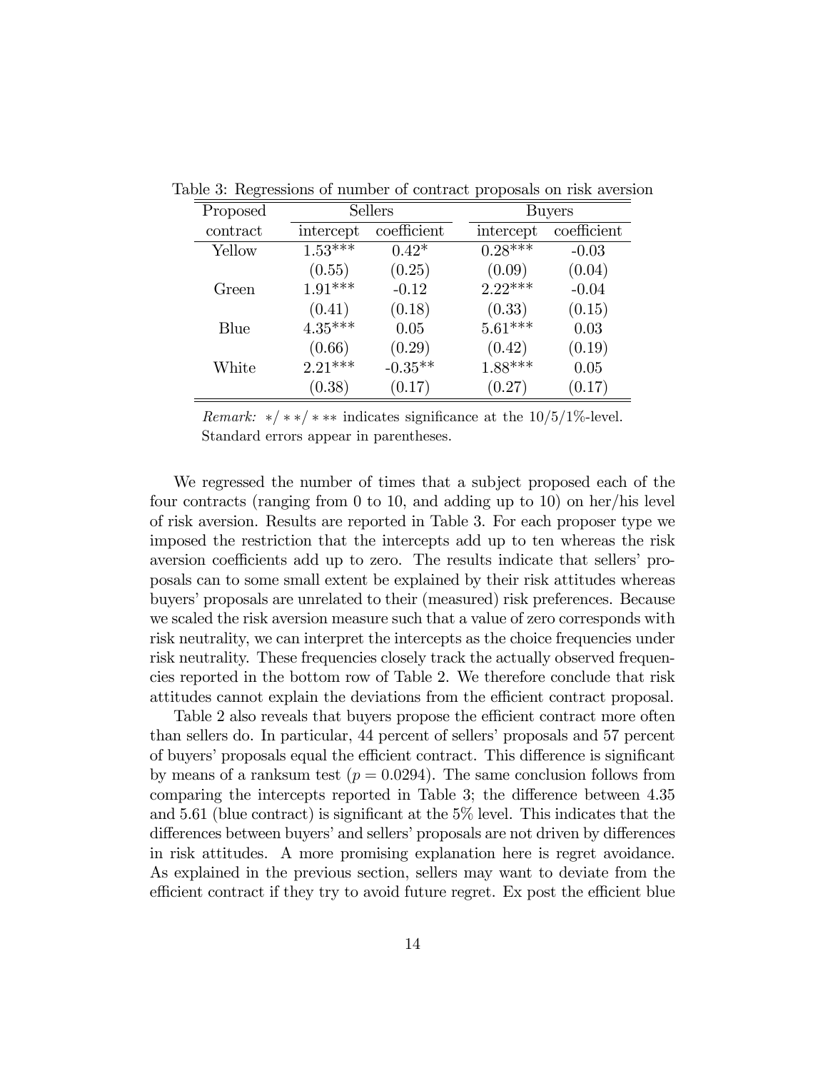Table 3: Regressions of number of contract proposals on risk aversion

| Proposed contract | Sellers | | Buyers | |
|---|---|---|---|---|
| | intercept | coefficient | intercept | coefficient |
| Yellow | 1.53*** | 0.42* | 0.28*** | -0.03 |
| | (0.55) | (0.25) | (0.09) | (0.04) |
| Green | 1.91*** | -0.12 | 2.22*** | -0.04 |
| | (0.41) | (0.18) | (0.33) | (0.15) |
| Blue | 4.35*** | 0.05 | 5.61*** | 0.03 |
| | (0.66) | (0.29) | (0.42) | (0.19) |
| White | 2.21*** | -0.35** | 1.88*** | 0.05 |
| | (0.38) | (0.17) | (0.27) | (0.17) |

*Remark:* $*/**/***$ indicates significance at the 10/5/1%-level. Standard errors appear in parentheses.

We regressed the number of times that a subject proposed each of the four contracts (ranging from 0 to 10, and adding up to 10) on her/his level of risk aversion. Results are reported in Table 3. For each proposer type we imposed the restriction that the intercepts add up to ten whereas the risk aversion coefficients add up to zero. The results indicate that sellers' proposals can to some small extent be explained by their risk attitudes whereas buyers' proposals are unrelated to their (measured) risk preferences. Because we scaled the risk aversion measure such that a value of zero corresponds with risk neutrality, we can interpret the intercepts as the choice frequencies under risk neutrality. These frequencies closely track the actually observed frequencies reported in the bottom row of Table 2. We therefore conclude that risk attitudes cannot explain the deviations from the efficient contract proposal.

Table 2 also reveals that buyers propose the efficient contract more often than sellers do. In particular, 44 percent of sellers' proposals and 57 percent of buyers' proposals equal the efficient contract. This difference is significant by means of a ranksum test ($p = 0.0294$). The same conclusion follows from comparing the intercepts reported in Table 3; the difference between 4.35 and 5.61 (blue contract) is significant at the 5% level. This indicates that the differences between buyers' and sellers' proposals are not driven by differences in risk attitudes. A more promising explanation here is regret avoidance. As explained in the previous section, sellers may want to deviate from the efficient contract if they try to avoid future regret. Ex post the efficient blue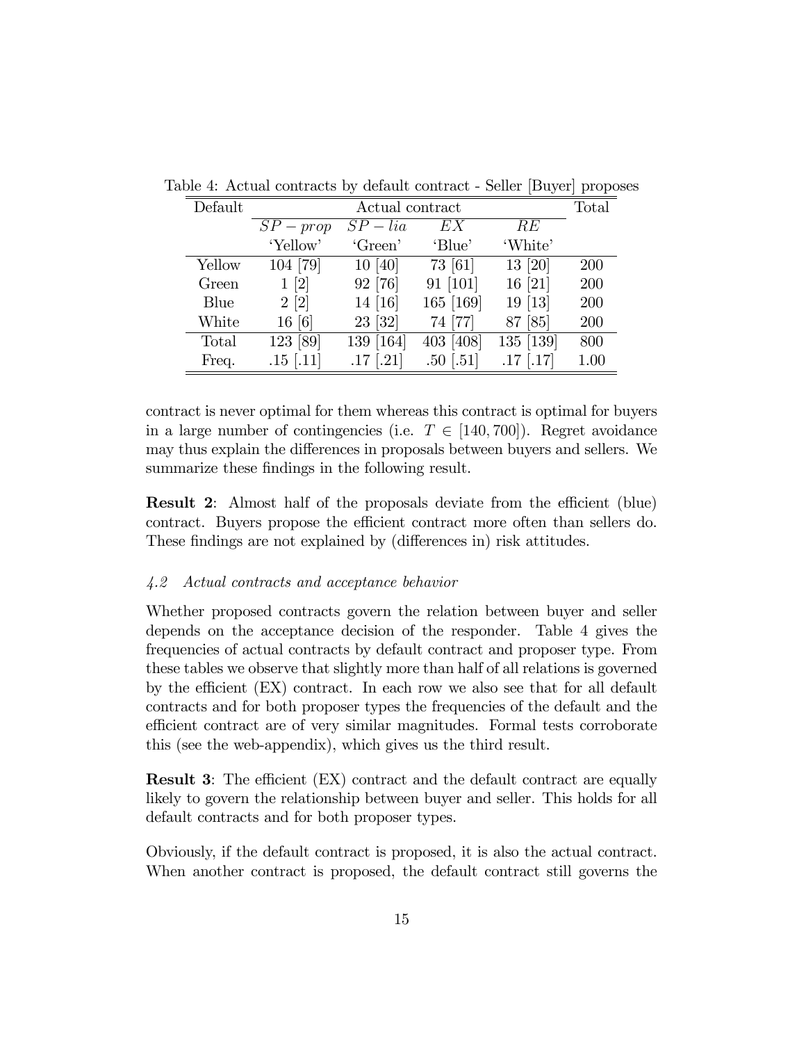Table 4: Actual contracts by default contract - Seller [Buyer] proposes

| Default | Actual contract | | | | Total |
|---|---|---|---|---|---|
| | $SP-prop$ | $SP-lia$ | $EX$ | $RE$ | |
| | 'Yellow' | 'Green' | 'Blue' | 'White' | |
| Yellow | 104 [79] | 10 [40] | 73 [61] | 13 [20] | 200 |
| Green | 1 [2] | 92 [76] | 91 [101] | 16 [21] | 200 |
| Blue | 2 [2] | 14 [16] | 165 [169] | 19 [13] | 200 |
| White | 16 [6] | 23 [32] | 74 [77] | 87 [85] | 200 |
| Total | 123 [89] | 139 [164] | 403 [408] | 135 [139] | 800 |
| Freq. | .15 [.11] | .17 [.21] | .50 [.51] | .17 [.17] | 1.00 |

contract is never optimal for them whereas this contract is optimal for buyers in a large number of contingencies (i.e. $T \in [140, 700]$). Regret avoidance may thus explain the differences in proposals between buyers and sellers. We summarize these findings in the following result.

**Result 2**: Almost half of the proposals deviate from the efficient (blue) contract. Buyers propose the efficient contract more often than sellers do. These findings are not explained by (differences in) risk attitudes.

### *4.2 Actual contracts and acceptance behavior*

Whether proposed contracts govern the relation between buyer and seller depends on the acceptance decision of the responder. Table 4 gives the frequencies of actual contracts by default contract and proposer type. From these tables we observe that slightly more than half of all relations is governed by the efficient (EX) contract. In each row we also see that for all default contracts and for both proposer types the frequencies of the default and the efficient contract are of very similar magnitudes. Formal tests corroborate this (see the web-appendix), which gives us the third result.

**Result 3**: The efficient (EX) contract and the default contract are equally likely to govern the relationship between buyer and seller. This holds for all default contracts and for both proposer types.

Obviously, if the default contract is proposed, it is also the actual contract. When another contract is proposed, the default contract still governs the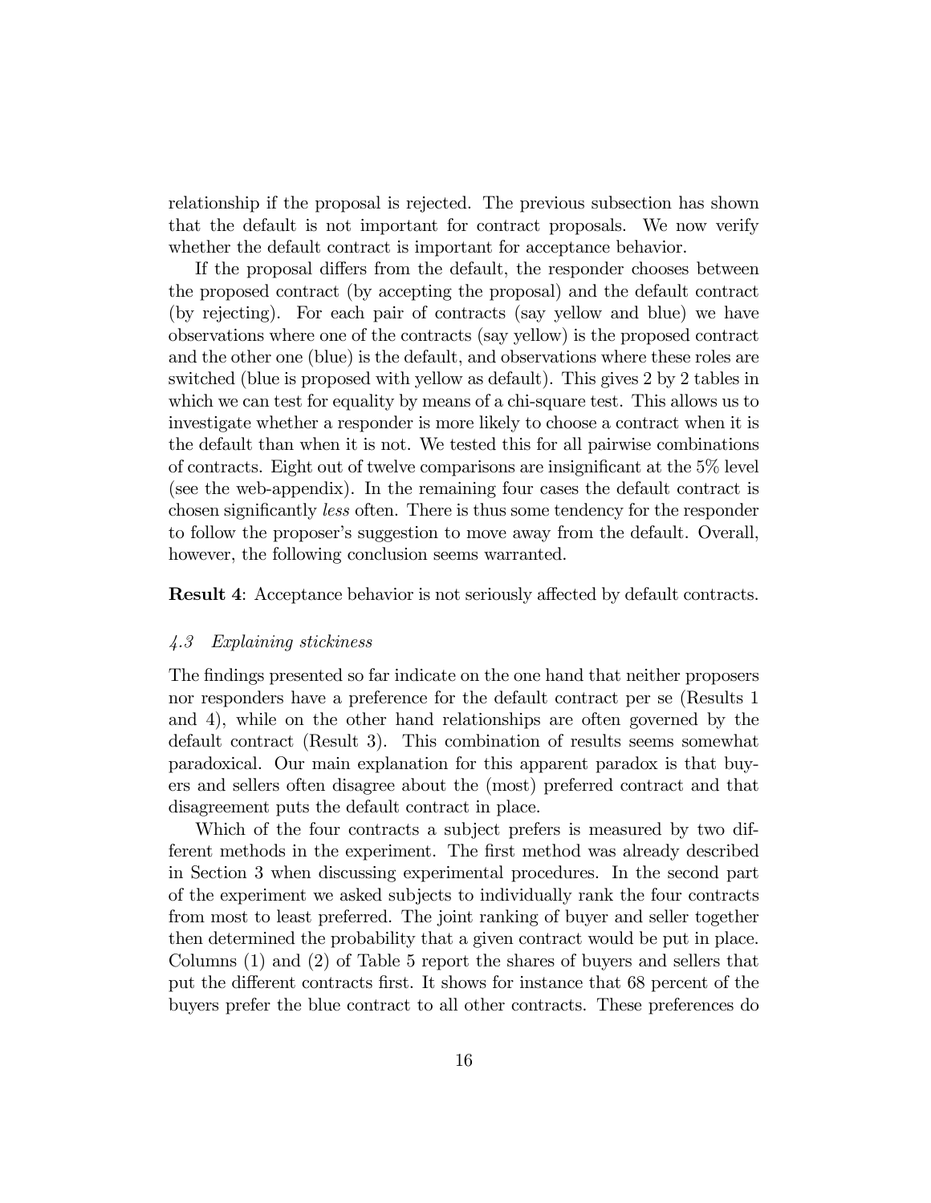relationship if the proposal is rejected. The previous subsection has shown that the default is not important for contract proposals. We now verify whether the default contract is important for acceptance behavior.

If the proposal differs from the default, the responder chooses between the proposed contract (by accepting the proposal) and the default contract (by rejecting). For each pair of contracts (say yellow and blue) we have observations where one of the contracts (say yellow) is the proposed contract and the other one (blue) is the default, and observations where these roles are switched (blue is proposed with yellow as default). This gives 2 by 2 tables in which we can test for equality by means of a chi-square test. This allows us to investigate whether a responder is more likely to choose a contract when it is the default than when it is not. We tested this for all pairwise combinations of contracts. Eight out of twelve comparisons are insignificant at the 5% level (see the web-appendix). In the remaining four cases the default contract is chosen significantly *less* often. There is thus some tendency for the responder to follow the proposer's suggestion to move away from the default. Overall, however, the following conclusion seems warranted.

**Result 4**: Acceptance behavior is not seriously affected by default contracts.

### *4.3 Explaining stickiness*

The findings presented so far indicate on the one hand that neither proposers nor responders have a preference for the default contract per se (Results 1 and 4), while on the other hand relationships are often governed by the default contract (Result 3). This combination of results seems somewhat paradoxical. Our main explanation for this apparent paradox is that buyers and sellers often disagree about the (most) preferred contract and that disagreement puts the default contract in place.

Which of the four contracts a subject prefers is measured by two different methods in the experiment. The first method was already described in Section 3 when discussing experimental procedures. In the second part of the experiment we asked subjects to individually rank the four contracts from most to least preferred. The joint ranking of buyer and seller together then determined the probability that a given contract would be put in place. Columns (1) and (2) of Table 5 report the shares of buyers and sellers that put the different contracts first. It shows for instance that 68 percent of the buyers prefer the blue contract to all other contracts. These preferences do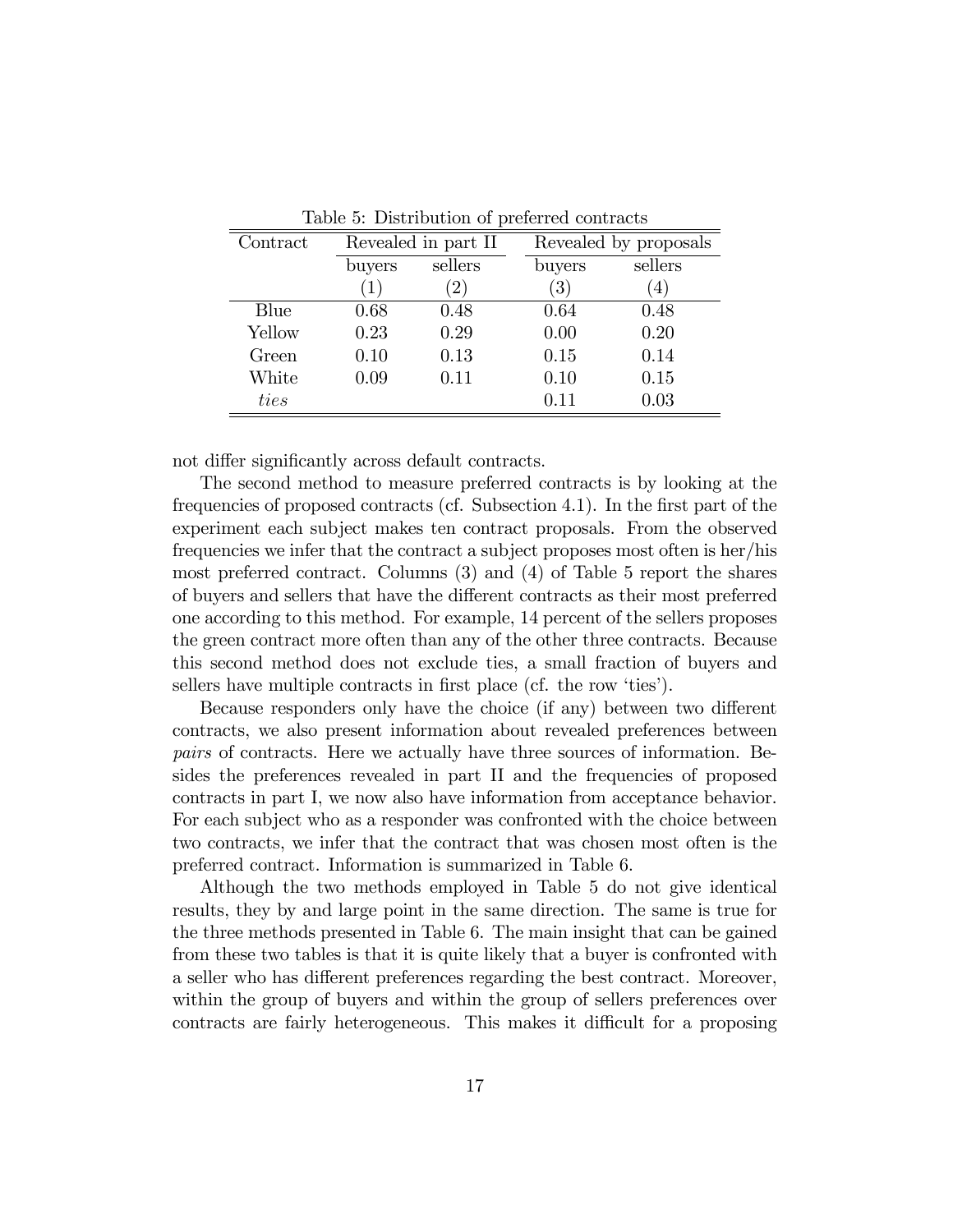Table 5: Distribution of preferred contracts

| Contract | Revealed in part II | | Revealed by proposals | |
|---|---|---|---|---|
| | buyers | sellers | buyers | sellers |
| | (1) | (2) | (3) | (4) |
| Blue | 0.68 | 0.48 | 0.64 | 0.48 |
| Yellow | 0.23 | 0.29 | 0.00 | 0.20 |
| Green | 0.10 | 0.13 | 0.15 | 0.14 |
| White | 0.09 | 0.11 | 0.10 | 0.15 |
| *ties* | | | 0.11 | 0.03 |

not differ significantly across default contracts.

The second method to measure preferred contracts is by looking at the frequencies of proposed contracts (cf. Subsection 4.1). In the first part of the experiment each subject makes ten contract proposals. From the observed frequencies we infer that the contract a subject proposes most often is her/his most preferred contract. Columns (3) and (4) of Table 5 report the shares of buyers and sellers that have the different contracts as their most preferred one according to this method. For example, 14 percent of the sellers proposes the green contract more often than any of the other three contracts. Because this second method does not exclude ties, a small fraction of buyers and sellers have multiple contracts in first place (cf. the row 'ties').

Because responders only have the choice (if any) between two different contracts, we also present information about revealed preferences between *pairs* of contracts. Here we actually have three sources of information. Besides the preferences revealed in part II and the frequencies of proposed contracts in part I, we now also have information from acceptance behavior. For each subject who as a responder was confronted with the choice between two contracts, we infer that the contract that was chosen most often is the preferred contract. Information is summarized in Table 6.

Although the two methods employed in Table 5 do not give identical results, they by and large point in the same direction. The same is true for the three methods presented in Table 6. The main insight that can be gained from these two tables is that it is quite likely that a buyer is confronted with a seller who has different preferences regarding the best contract. Moreover, within the group of buyers and within the group of sellers preferences over contracts are fairly heterogeneous. This makes it difficult for a proposing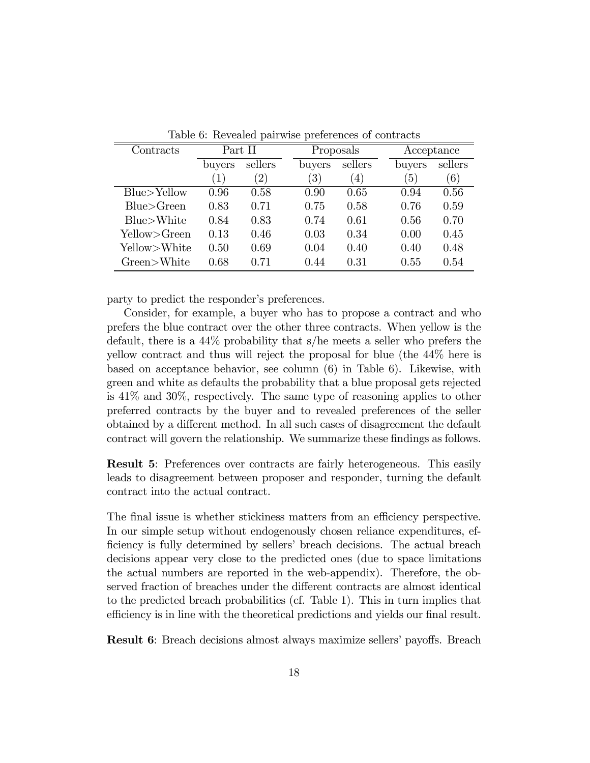Table 6: Revealed pairwise preferences of contracts

| Contracts | Part II | | Proposals | | Acceptance | |
|---|---|---|---|---|---|---|
| | buyers | sellers | buyers | sellers | buyers | sellers |
| | (1) | (2) | (3) | (4) | (5) | (6) |
| Blue>Yellow | 0.96 | 0.58 | 0.90 | 0.65 | 0.94 | 0.56 |
| Blue>Green | 0.83 | 0.71 | 0.75 | 0.58 | 0.76 | 0.59 |
| Blue>White | 0.84 | 0.83 | 0.74 | 0.61 | 0.56 | 0.70 |
| Yellow>Green | 0.13 | 0.46 | 0.03 | 0.34 | 0.00 | 0.45 |
| Yellow>White | 0.50 | 0.69 | 0.04 | 0.40 | 0.40 | 0.48 |
| Green>White | 0.68 | 0.71 | 0.44 | 0.31 | 0.55 | 0.54 |

party to predict the responder's preferences.

Consider, for example, a buyer who has to propose a contract and who prefers the blue contract over the other three contracts. When yellow is the default, there is a 44% probability that s/he meets a seller who prefers the yellow contract and thus will reject the proposal for blue (the 44% here is based on acceptance behavior, see column (6) in Table 6). Likewise, with green and white as defaults the probability that a blue proposal gets rejected is 41% and 30%, respectively. The same type of reasoning applies to other preferred contracts by the buyer and to revealed preferences of the seller obtained by a different method. In all such cases of disagreement the default contract will govern the relationship. We summarize these findings as follows.

**Result 5**: Preferences over contracts are fairly heterogeneous. This easily leads to disagreement between proposer and responder, turning the default contract into the actual contract.

The final issue is whether stickiness matters from an efficiency perspective. In our simple setup without endogenously chosen reliance expenditures, efficiency is fully determined by sellers' breach decisions. The actual breach decisions appear very close to the predicted ones (due to space limitations the actual numbers are reported in the web-appendix). Therefore, the observed fraction of breaches under the different contracts are almost identical to the predicted breach probabilities (cf. Table 1). This in turn implies that efficiency is in line with the theoretical predictions and yields our final result.

**Result 6**: Breach decisions almost always maximize sellers' payoffs. Breach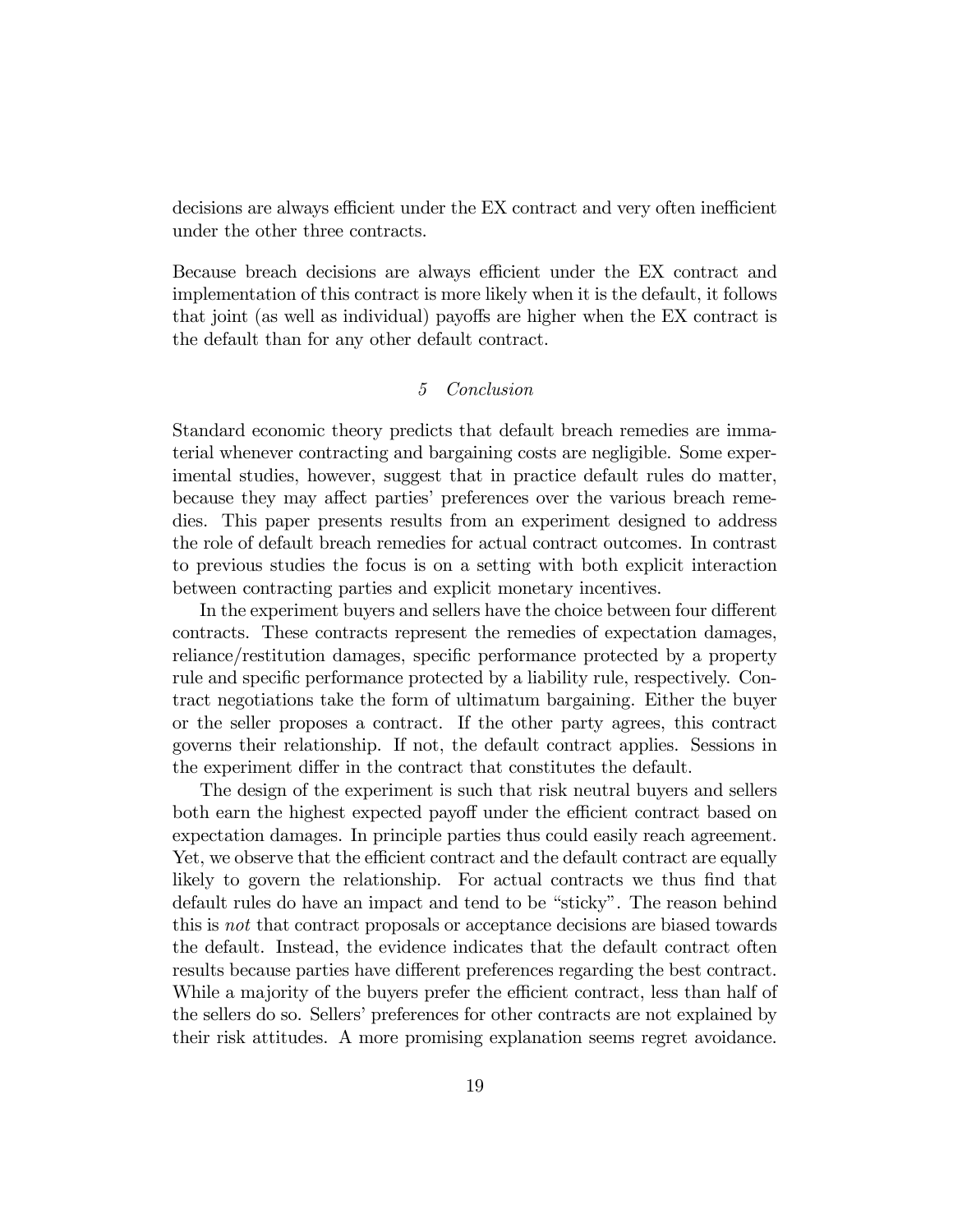decisions are always efficient under the EX contract and very often inefficient under the other three contracts.

Because breach decisions are always efficient under the EX contract and implementation of this contract is more likely when it is the default, it follows that joint (as well as individual) payoffs are higher when the EX contract is the default than for any other default contract.

## *5 Conclusion*

Standard economic theory predicts that default breach remedies are immaterial whenever contracting and bargaining costs are negligible. Some experimental studies, however, suggest that in practice default rules do matter, because they may affect parties' preferences over the various breach remedies. This paper presents results from an experiment designed to address the role of default breach remedies for actual contract outcomes. In contrast to previous studies the focus is on a setting with both explicit interaction between contracting parties and explicit monetary incentives.

In the experiment buyers and sellers have the choice between four different contracts. These contracts represent the remedies of expectation damages, reliance/restitution damages, specific performance protected by a property rule and specific performance protected by a liability rule, respectively. Contract negotiations take the form of ultimatum bargaining. Either the buyer or the seller proposes a contract. If the other party agrees, this contract governs their relationship. If not, the default contract applies. Sessions in the experiment differ in the contract that constitutes the default.

The design of the experiment is such that risk neutral buyers and sellers both earn the highest expected payoff under the efficient contract based on expectation damages. In principle parties thus could easily reach agreement. Yet, we observe that the efficient contract and the default contract are equally likely to govern the relationship. For actual contracts we thus find that default rules do have an impact and tend to be "sticky". The reason behind this is *not* that contract proposals or acceptance decisions are biased towards the default. Instead, the evidence indicates that the default contract often results because parties have different preferences regarding the best contract. While a majority of the buyers prefer the efficient contract, less than half of the sellers do so. Sellers' preferences for other contracts are not explained by their risk attitudes. A more promising explanation seems regret avoidance.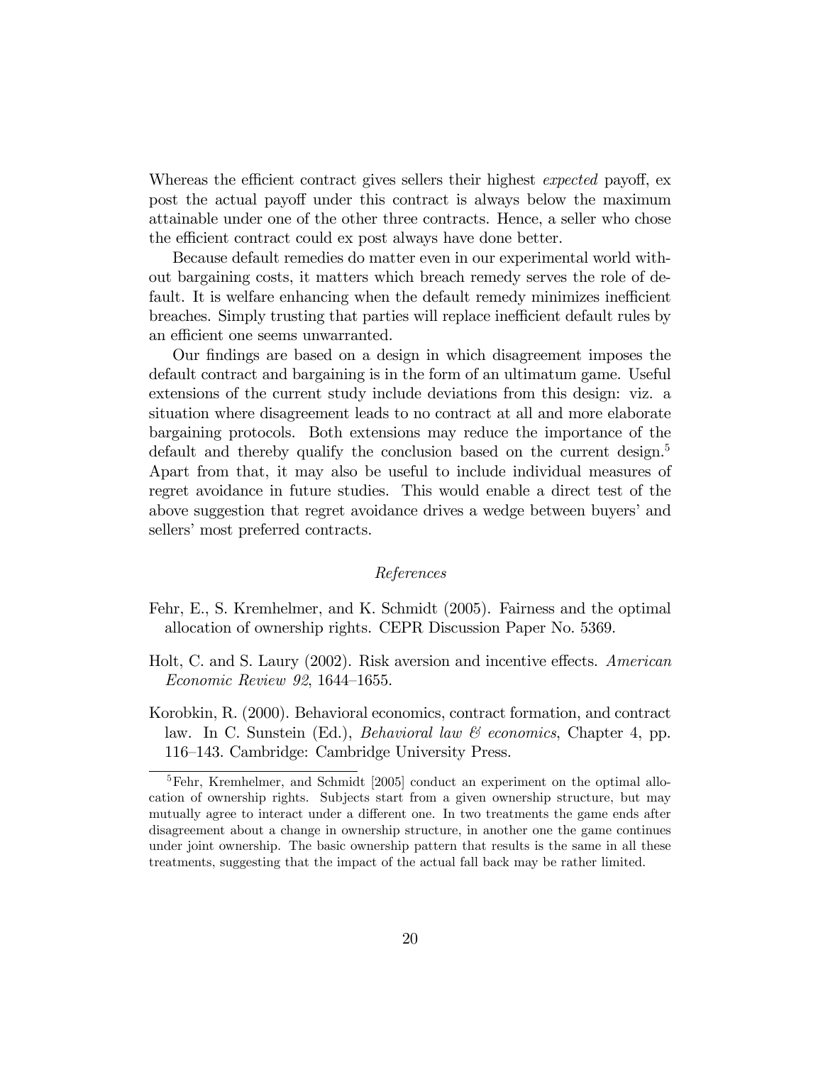Whereas the efficient contract gives sellers their highest *expected* payoff, ex post the actual payoff under this contract is always below the maximum attainable under one of the other three contracts. Hence, a seller who chose the efficient contract could ex post always have done better.

Because default remedies do matter even in our experimental world without bargaining costs, it matters which breach remedy serves the role of default. It is welfare enhancing when the default remedy minimizes inefficient breaches. Simply trusting that parties will replace inefficient default rules by an efficient one seems unwarranted.

Our findings are based on a design in which disagreement imposes the default contract and bargaining is in the form of an ultimatum game. Useful extensions of the current study include deviations from this design: viz. a situation where disagreement leads to no contract at all and more elaborate bargaining protocols. Both extensions may reduce the importance of the default and thereby qualify the conclusion based on the current design.[5] Apart from that, it may also be useful to include individual measures of regret avoidance in future studies. This would enable a direct test of the above suggestion that regret avoidance drives a wedge between buyers' and sellers' most preferred contracts.

*References*

Fehr, E., S. Kremhelmer, and K. Schmidt (2005). Fairness and the optimal allocation of ownership rights. CEPR Discussion Paper No. 5369.

Holt, C. and S. Laury (2002). Risk aversion and incentive effects. *American Economic Review 92*, 1644–1655.

Korobkin, R. (2000). Behavioral economics, contract formation, and contract law. In C. Sunstein (Ed.), *Behavioral law & economics*, Chapter 4, pp. 116–143. Cambridge: Cambridge University Press.

[5] Fehr, Kremhelmer, and Schmidt [2005] conduct an experiment on the optimal allocation of ownership rights. Subjects start from a given ownership structure, but may mutually agree to interact under a different one. In two treatments the game ends after disagreement about a change in ownership structure, in another one the game continues under joint ownership. The basic ownership pattern that results is the same in all these treatments, suggesting that the impact of the actual fall back may be rather limited.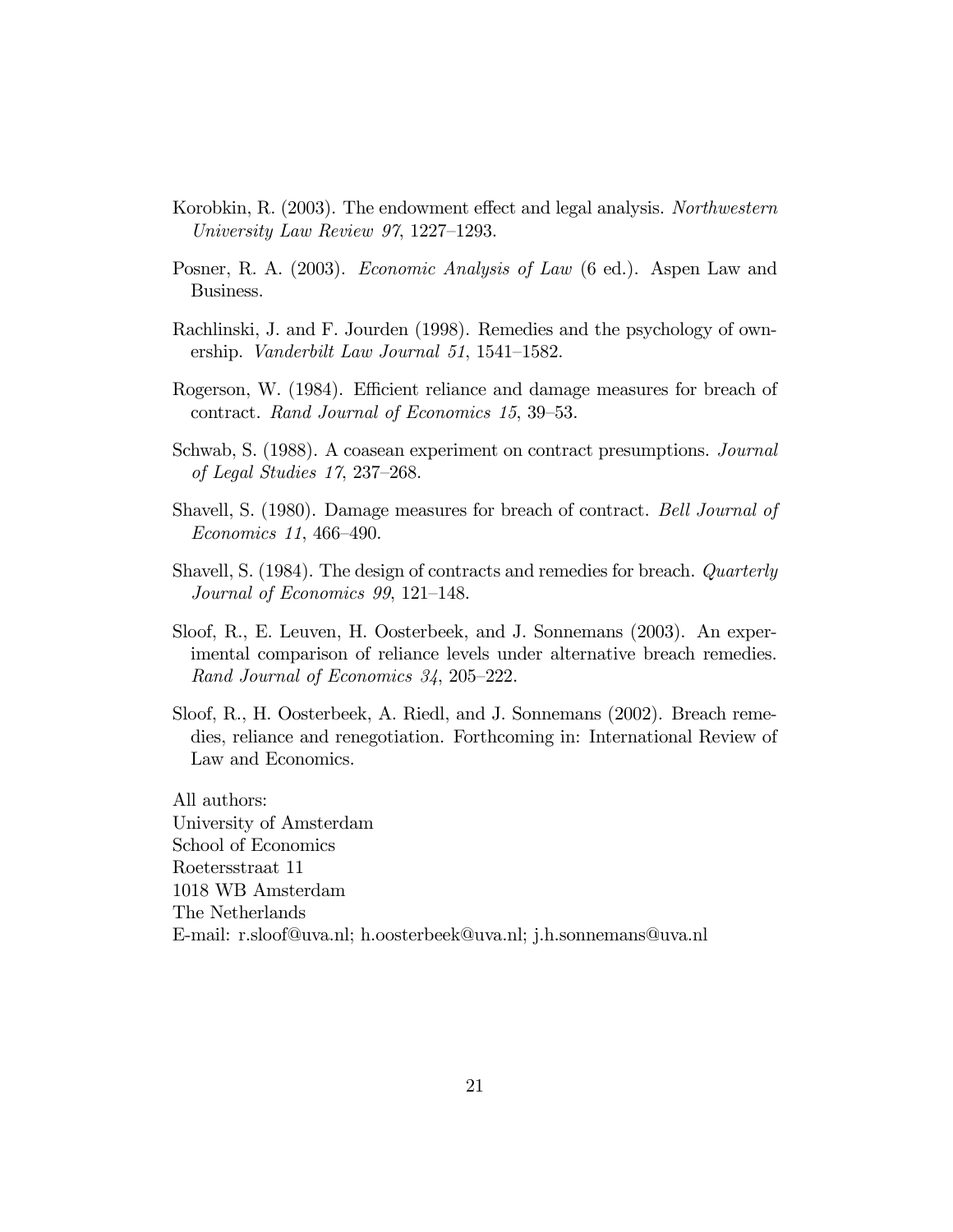Korobkin, R. (2003). The endowment effect and legal analysis. *Northwestern University Law Review 97*, 1227–1293.

Posner, R. A. (2003). *Economic Analysis of Law* (6 ed.). Aspen Law and Business.

Rachlinski, J. and F. Jourden (1998). Remedies and the psychology of ownership. *Vanderbilt Law Journal 51*, 1541–1582.

Rogerson, W. (1984). Efficient reliance and damage measures for breach of contract. *Rand Journal of Economics 15*, 39–53.

Schwab, S. (1988). A coasean experiment on contract presumptions. *Journal of Legal Studies 17*, 237–268.

Shavell, S. (1980). Damage measures for breach of contract. *Bell Journal of Economics 11*, 466–490.

Shavell, S. (1984). The design of contracts and remedies for breach. *Quarterly Journal of Economics 99*, 121–148.

Sloof, R., E. Leuven, H. Oosterbeek, and J. Sonnemans (2003). An experimental comparison of reliance levels under alternative breach remedies. *Rand Journal of Economics 34*, 205–222.

Sloof, R., H. Oosterbeek, A. Riedl, and J. Sonnemans (2002). Breach remedies, reliance and renegotiation. Forthcoming in: International Review of Law and Economics.

All authors:
University of Amsterdam
School of Economics
Roetersstraat 11
1018 WB Amsterdam
The Netherlands
E-mail: r.sloof@uva.nl; h.oosterbeek@uva.nl; j.h.sonnemans@uva.nl